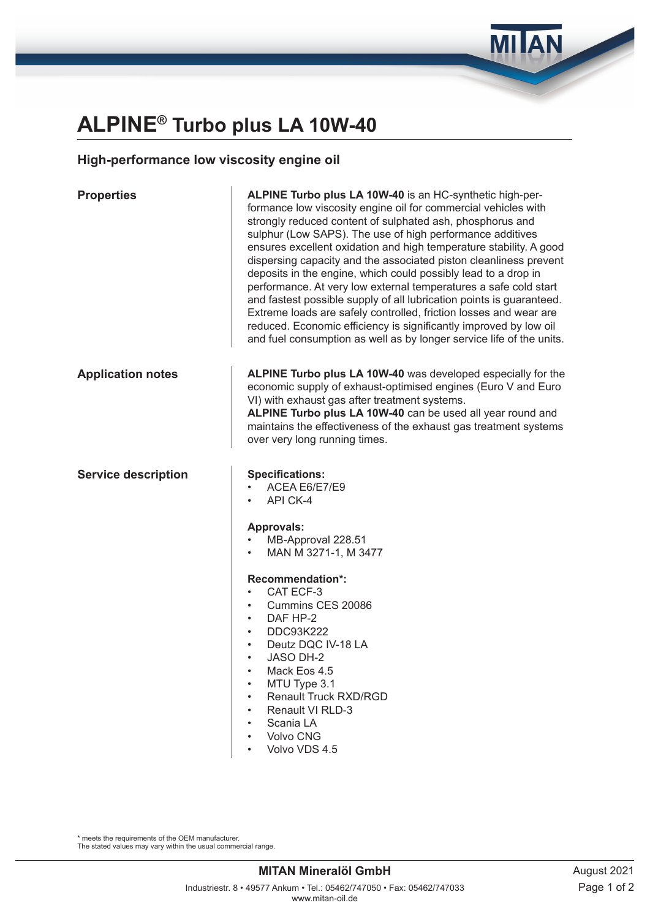# ALPINE® Turbo plus LA 10W-40

## High-performance low viscosity engine oil

### Properties

**ALPINE Turbo plus LA 10W-40** is an HC-synthetic high-performance low viscosity engine oil for commercial vehicles with strongly reduced content of sulphated ash, phosphorus and sulphur (Low SAPS). The use of high performance additives ensures excellent oxidation and high temperature stability. A good dispersing capacity and the associated piston cleanliness prevent deposits in the engine, which could possibly lead to a drop in performance. At very low external temperatures a safe cold start and fastest possible supply of all lubrication points is guaranteed. Extreme loads are safely controlled, friction losses and wear are reduced. Economic efficiency is significantly improved by low oil and fuel consumption as well as by longer service life of the units.

### Application notes

**ALPINE Turbo plus LA 10W-40** was developed especially for the economic supply of exhaust-optimised engines (Euro V and Euro VI) with exhaust gas after treatment systems.
**ALPINE Turbo plus LA 10W-40** can be used all year round and maintains the effectiveness of the exhaust gas treatment systems over very long running times.

### Service description

**Specifications:**

- ACEA E6/E7/E9
- API CK-4

**Approvals:**

- MB-Approval 228.51
- MAN M 3271-1, M 3477

**Recommendation*:**

- CAT ECF-3
- Cummins CES 20086
- DAF HP-2
- DDC93K222
- Deutz DQC IV-18 LA
- JASO DH-2
- Mack Eos 4.5
- MTU Type 3.1
- Renault Truck RXD/RGD
- Renault VI RLD-3
- Scania LA
- Volvo CNG
- Volvo VDS 4.5

* meets the requirements of the OEM manufacturer.
The stated values may vary within the usual commercial range.

**MITAN Mineralöl GmbH**
Industriestr. 8 • 49577 Ankum • Tel.: 05462/747050 • Fax: 05462/747033
www.mitan-oil.de

August 2021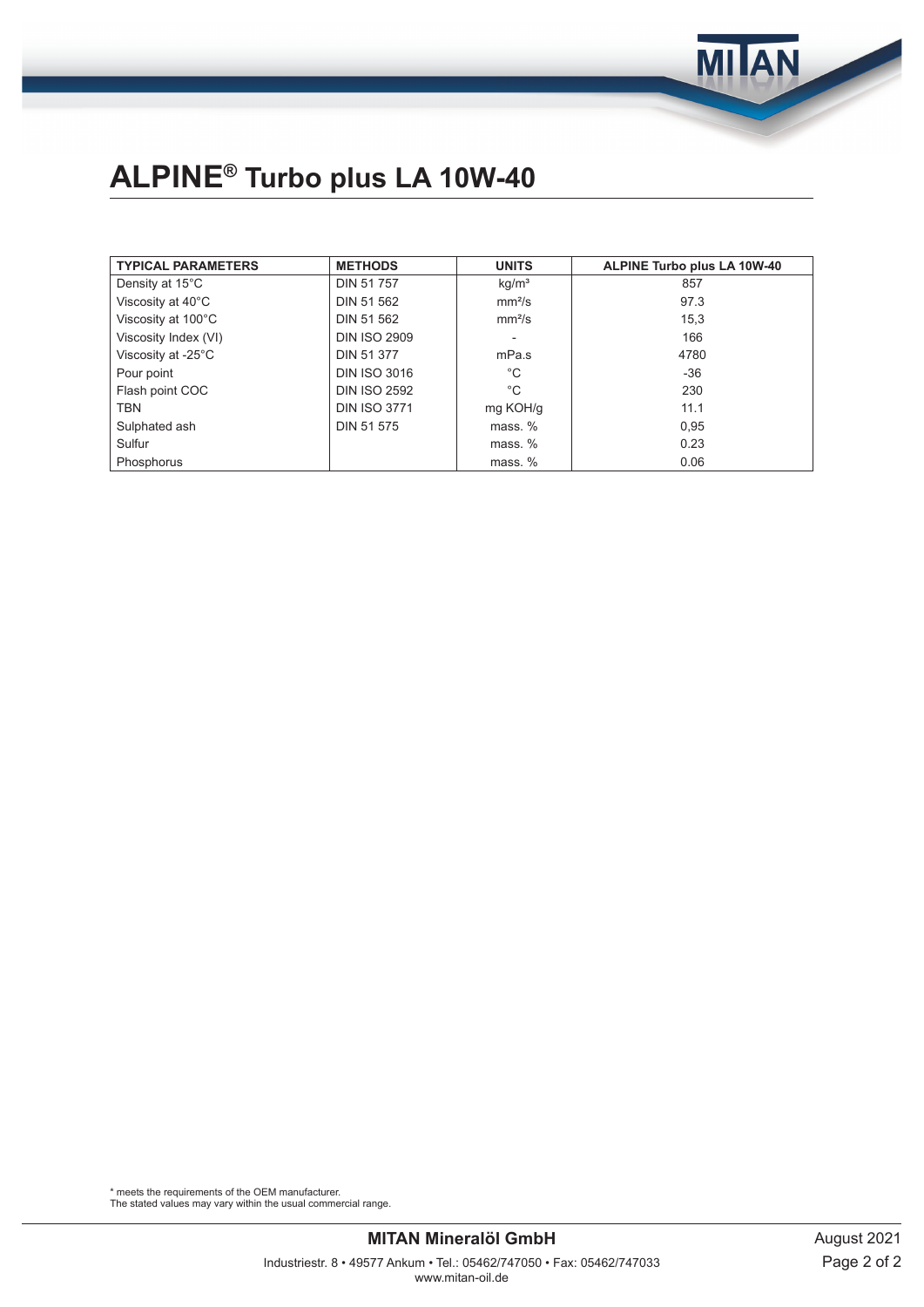# ALPINE® Turbo plus LA 10W-40

| TYPICAL PARAMETERS | METHODS | UNITS | ALPINE Turbo plus LA 10W-40 |
|---|---|---|---|
| Density at 15°C | DIN 51 757 | kg/m³ | 857 |
| Viscosity at 40°C | DIN 51 562 | mm²/s | 97.3 |
| Viscosity at 100°C | DIN 51 562 | mm²/s | 15,3 |
| Viscosity Index (VI) | DIN ISO 2909 | - | 166 |
| Viscosity at -25°C | DIN 51 377 | mPa.s | 4780 |
| Pour point | DIN ISO 3016 | °C | -36 |
| Flash point COC | DIN ISO 2592 | °C | 230 |
| TBN | DIN ISO 3771 | mg KOH/g | 11.1 |
| Sulphated ash | DIN 51 575 | mass. % | 0,95 |
| Sulfur | | mass. % | 0.23 |
| Phosphorus | | mass. % | 0.06 |

* meets the requirements of the OEM manufacturer.
The stated values may vary within the usual commercial range.

**MITAN Mineralöl GmbH**

Industriestr. 8 • 49577 Ankum • Tel.: 05462/747050 • Fax: 05462/747033
www.mitan-oil.de

August 2021